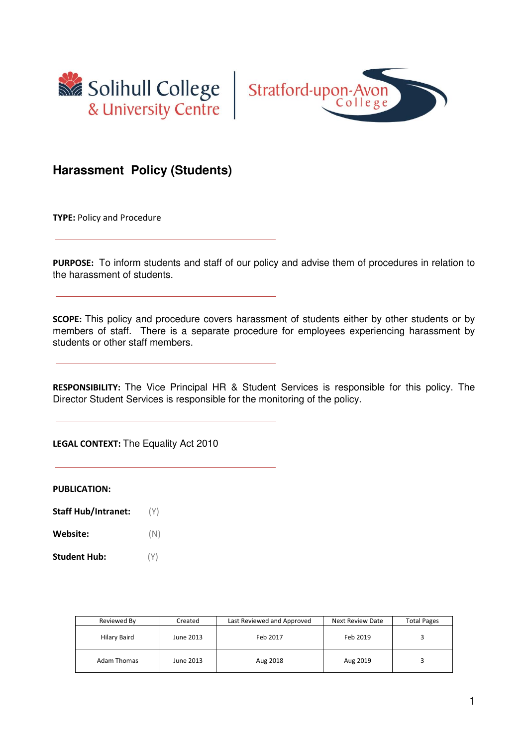Solihull College & University Centre | Stratford-upon-Avon College

# Harassment Policy (Students)

**TYPE:** Policy and Procedure

---

**PURPOSE:** To inform students and staff of our policy and advise them of procedures in relation to the harassment of students.

---

**SCOPE:** This policy and procedure covers harassment of students either by other students or by members of staff. There is a separate procedure for employees experiencing harassment by students or other staff members.

---

**RESPONSIBILITY:** The Vice Principal HR & Student Services is responsible for this policy. The Director Student Services is responsible for the monitoring of the policy.

---

**LEGAL CONTEXT:** The Equality Act 2010

---

**PUBLICATION:**

**Staff Hub/Intranet:** (Y)

**Website:** (N)

**Student Hub:** (Y)

| Reviewed By | Created | Last Reviewed and Approved | Next Review Date | Total Pages |
|---|---|---|---|---|
| Hilary Baird | June 2013 | Feb 2017 | Feb 2019 | 3 |
| Adam Thomas | June 2013 | Aug 2018 | Aug 2019 | 3 |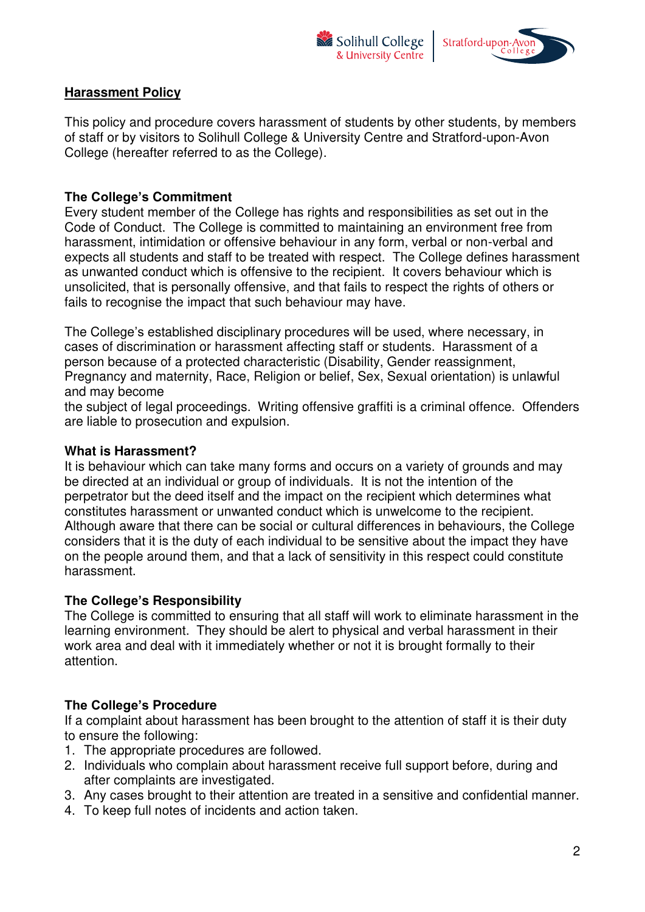## Harassment Policy

This policy and procedure covers harassment of students by other students, by members of staff or by visitors to Solihull College & University Centre and Stratford-upon-Avon College (hereafter referred to as the College).

### The College's Commitment

Every student member of the College has rights and responsibilities as set out in the Code of Conduct. The College is committed to maintaining an environment free from harassment, intimidation or offensive behaviour in any form, verbal or non-verbal and expects all students and staff to be treated with respect. The College defines harassment as unwanted conduct which is offensive to the recipient. It covers behaviour which is unsolicited, that is personally offensive, and that fails to respect the rights of others or fails to recognise the impact that such behaviour may have.

The College's established disciplinary procedures will be used, where necessary, in cases of discrimination or harassment affecting staff or students. Harassment of a person because of a protected characteristic (Disability, Gender reassignment, Pregnancy and maternity, Race, Religion or belief, Sex, Sexual orientation) is unlawful and may become the subject of legal proceedings. Writing offensive graffiti is a criminal offence. Offenders are liable to prosecution and expulsion.

### What is Harassment?

It is behaviour which can take many forms and occurs on a variety of grounds and may be directed at an individual or group of individuals. It is not the intention of the perpetrator but the deed itself and the impact on the recipient which determines what constitutes harassment or unwanted conduct which is unwelcome to the recipient. Although aware that there can be social or cultural differences in behaviours, the College considers that it is the duty of each individual to be sensitive about the impact they have on the people around them, and that a lack of sensitivity in this respect could constitute harassment.

### The College's Responsibility

The College is committed to ensuring that all staff will work to eliminate harassment in the learning environment. They should be alert to physical and verbal harassment in their work area and deal with it immediately whether or not it is brought formally to their attention.

### The College's Procedure

If a complaint about harassment has been brought to the attention of staff it is their duty to ensure the following:

1. The appropriate procedures are followed.
2. Individuals who complain about harassment receive full support before, during and after complaints are investigated.
3. Any cases brought to their attention are treated in a sensitive and confidential manner.
4. To keep full notes of incidents and action taken.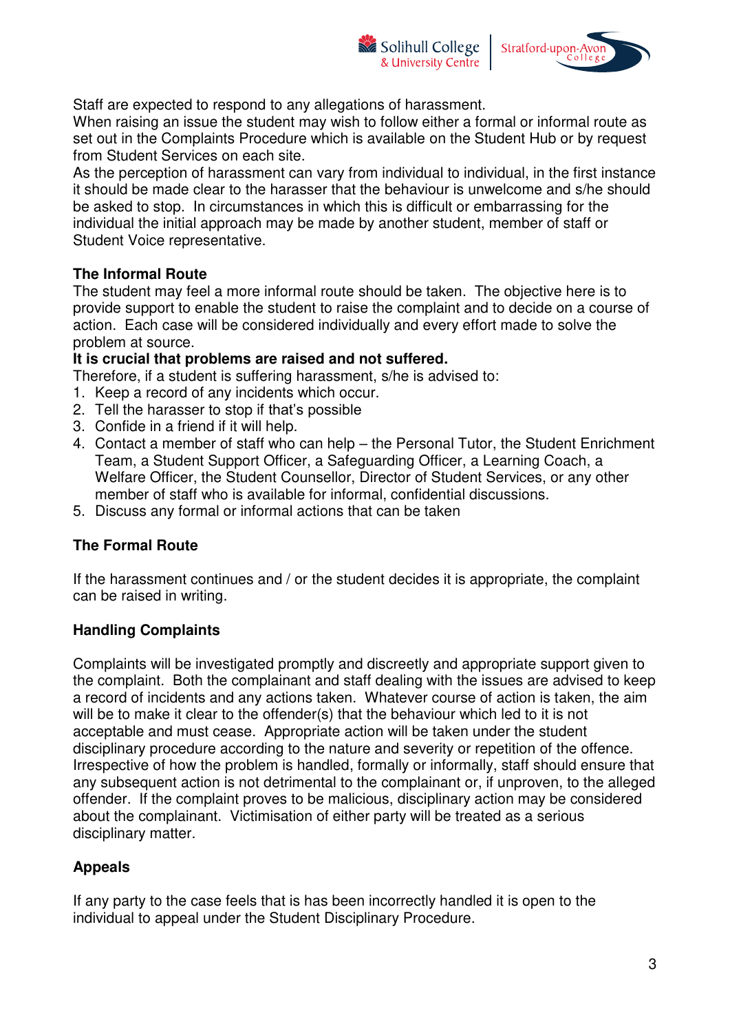Staff are expected to respond to any allegations of harassment.
When raising an issue the student may wish to follow either a formal or informal route as set out in the Complaints Procedure which is available on the Student Hub or by request from Student Services on each site.
As the perception of harassment can vary from individual to individual, in the first instance it should be made clear to the harasser that the behaviour is unwelcome and s/he should be asked to stop. In circumstances in which this is difficult or embarrassing for the individual the initial approach may be made by another student, member of staff or Student Voice representative.

**The Informal Route**

The student may feel a more informal route should be taken. The objective here is to provide support to enable the student to raise the complaint and to decide on a course of action. Each case will be considered individually and every effort made to solve the problem at source.

**It is crucial that problems are raised and not suffered.**

Therefore, if a student is suffering harassment, s/he is advised to:

1. Keep a record of any incidents which occur.
2. Tell the harasser to stop if that's possible
3. Confide in a friend if it will help.
4. Contact a member of staff who can help – the Personal Tutor, the Student Enrichment Team, a Student Support Officer, a Safeguarding Officer, a Learning Coach, a Welfare Officer, the Student Counsellor, Director of Student Services, or any other member of staff who is available for informal, confidential discussions.
5. Discuss any formal or informal actions that can be taken

**The Formal Route**

If the harassment continues and / or the student decides it is appropriate, the complaint can be raised in writing.

**Handling Complaints**

Complaints will be investigated promptly and discreetly and appropriate support given to the complaint. Both the complainant and staff dealing with the issues are advised to keep a record of incidents and any actions taken. Whatever course of action is taken, the aim will be to make it clear to the offender(s) that the behaviour which led to it is not acceptable and must cease. Appropriate action will be taken under the student disciplinary procedure according to the nature and severity or repetition of the offence. Irrespective of how the problem is handled, formally or informally, staff should ensure that any subsequent action is not detrimental to the complainant or, if unproven, to the alleged offender. If the complaint proves to be malicious, disciplinary action may be considered about the complainant. Victimisation of either party will be treated as a serious disciplinary matter.

**Appeals**

If any party to the case feels that is has been incorrectly handled it is open to the individual to appeal under the Student Disciplinary Procedure.